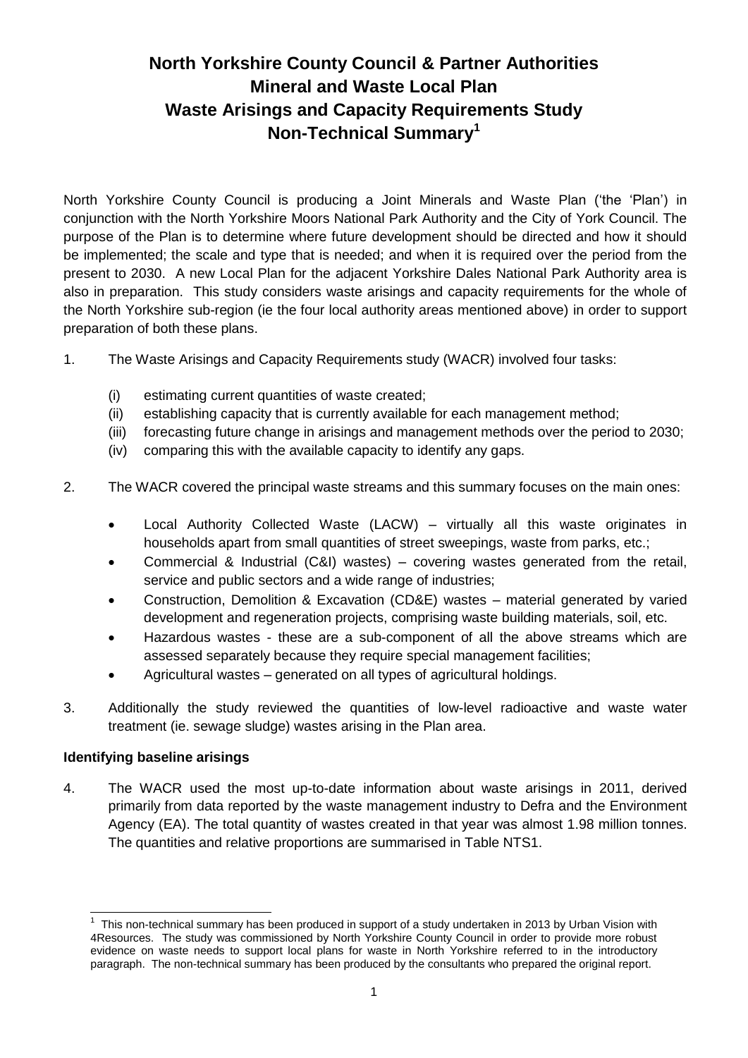# North Yorkshire County Council & Partner Authorities Mineral and Waste Local Plan Waste Arisings and Capacity Requirements Study Non-Technical Summary[1]

North Yorkshire County Council is producing a Joint Minerals and Waste Plan ('the 'Plan') in conjunction with the North Yorkshire Moors National Park Authority and the City of York Council. The purpose of the Plan is to determine where future development should be directed and how it should be implemented; the scale and type that is needed; and when it is required over the period from the present to 2030. A new Local Plan for the adjacent Yorkshire Dales National Park Authority area is also in preparation. This study considers waste arisings and capacity requirements for the whole of the North Yorkshire sub-region (ie the four local authority areas mentioned above) in order to support preparation of both these plans.

1. The Waste Arisings and Capacity Requirements study (WACR) involved four tasks:

   (i) estimating current quantities of waste created;

   (ii) establishing capacity that is currently available for each management method;

   (iii) forecasting future change in arisings and management methods over the period to 2030;

   (iv) comparing this with the available capacity to identify any gaps.

2. The WACR covered the principal waste streams and this summary focuses on the main ones:

   - Local Authority Collected Waste (LACW) – virtually all this waste originates in households apart from small quantities of street sweepings, waste from parks, etc.;
   - Commercial & Industrial (C&I) wastes) – covering wastes generated from the retail, service and public sectors and a wide range of industries;
   - Construction, Demolition & Excavation (CD&E) wastes – material generated by varied development and regeneration projects, comprising waste building materials, soil, etc.
   - Hazardous wastes - these are a sub-component of all the above streams which are assessed separately because they require special management facilities;
   - Agricultural wastes – generated on all types of agricultural holdings.

3. Additionally the study reviewed the quantities of low-level radioactive and waste water treatment (ie. sewage sludge) wastes arising in the Plan area.

## Identifying baseline arisings

4. The WACR used the most up-to-date information about waste arisings in 2011, derived primarily from data reported by the waste management industry to Defra and the Environment Agency (EA). The total quantity of wastes created in that year was almost 1.98 million tonnes. The quantities and relative proportions are summarised in Table NTS1.

---

[1] This non-technical summary has been produced in support of a study undertaken in 2013 by Urban Vision with 4Resources. The study was commissioned by North Yorkshire County Council in order to provide more robust evidence on waste needs to support local plans for waste in North Yorkshire referred to in the introductory paragraph. The non-technical summary has been produced by the consultants who prepared the original report.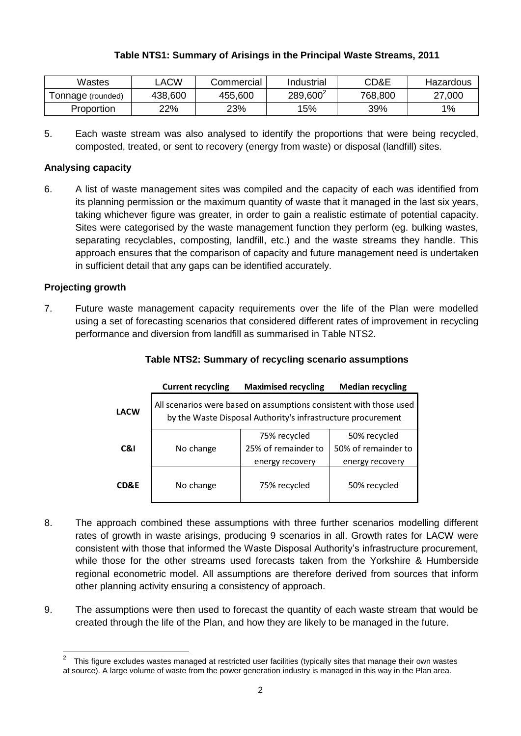**Table NTS1: Summary of Arisings in the Principal Waste Streams, 2011**

| Wastes | LACW | Commercial | Industrial | CD&E | Hazardous |
|---|---|---|---|---|---|
| Tonnage (rounded) | 438,600 | 455,600 | 289,600[2] | 768,800 | 27,000 |
| Proportion | 22% | 23% | 15% | 39% | 1% |

5. Each waste stream was also analysed to identify the proportions that were being recycled, composted, treated, or sent to recovery (energy from waste) or disposal (landfill) sites.

### Analysing capacity

6. A list of waste management sites was compiled and the capacity of each was identified from its planning permission or the maximum quantity of waste that it managed in the last six years, taking whichever figure was greater, in order to gain a realistic estimate of potential capacity. Sites were categorised by the waste management function they perform (eg. bulking wastes, separating recyclables, composting, landfill, etc.) and the waste streams they handle. This approach ensures that the comparison of capacity and future management need is undertaken in sufficient detail that any gaps can be identified accurately.

### Projecting growth

7. Future waste management capacity requirements over the life of the Plan were modelled using a set of forecasting scenarios that considered different rates of improvement in recycling performance and diversion from landfill as summarised in Table NTS2.

**Table NTS2: Summary of recycling scenario assumptions**

| | Current recycling | Maximised recycling | Median recycling |
|---|---|---|---|
| **LACW** | All scenarios were based on assumptions consistent with those used by the Waste Disposal Authority's infrastructure procurement | | |
| **C&I** | No change | 75% recycled 25% of remainder to energy recovery | 50% recycled 50% of remainder to energy recovery |
| **CD&E** | No change | 75% recycled | 50% recycled |

8. The approach combined these assumptions with three further scenarios modelling different rates of growth in waste arisings, producing 9 scenarios in all. Growth rates for LACW were consistent with those that informed the Waste Disposal Authority's infrastructure procurement, while those for the other streams used forecasts taken from the Yorkshire & Humberside regional econometric model. All assumptions are therefore derived from sources that inform other planning activity ensuring a consistency of approach.

9. The assumptions were then used to forecast the quantity of each waste stream that would be created through the life of the Plan, and how they are likely to be managed in the future.

---

[2] This figure excludes wastes managed at restricted user facilities (typically sites that manage their own wastes at source). A large volume of waste from the power generation industry is managed in this way in the Plan area.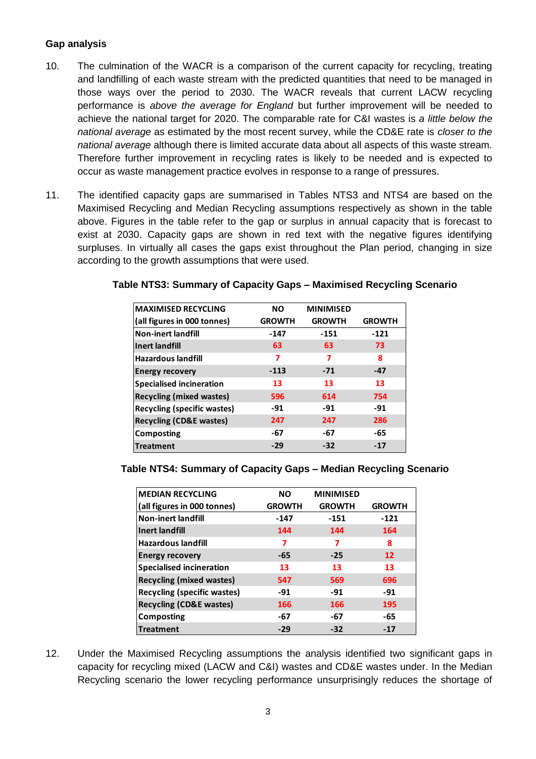**Gap analysis**

10. The culmination of the WACR is a comparison of the current capacity for recycling, treating and landfilling of each waste stream with the predicted quantities that need to be managed in those ways over the period to 2030. The WACR reveals that current LACW recycling performance is *above the average for England* but further improvement will be needed to achieve the national target for 2020. The comparable rate for C&I wastes is *a little below the national average* as estimated by the most recent survey, while the CD&E rate is *closer to the national average* although there is limited accurate data about all aspects of this waste stream. Therefore further improvement in recycling rates is likely to be needed and is expected to occur as waste management practice evolves in response to a range of pressures.

11. The identified capacity gaps are summarised in Tables NTS3 and NTS4 are based on the Maximised Recycling and Median Recycling assumptions respectively as shown in the table above. Figures in the table refer to the gap or surplus in annual capacity that is forecast to exist at 2030. Capacity gaps are shown in red text with the negative figures identifying surpluses. In virtually all cases the gaps exist throughout the Plan period, changing in size according to the growth assumptions that were used.

**Table NTS3: Summary of Capacity Gaps – Maximised Recycling Scenario**

| MAXIMISED RECYCLING (all figures in 000 tonnes) | NO GROWTH | MINIMISED GROWTH | GROWTH |
|---|---|---|---|
| Non-inert landfill | -147 | -151 | -121 |
| Inert landfill | 63 | 63 | 73 |
| Hazardous landfill | 7 | 7 | 8 |
| Energy recovery | -113 | -71 | -47 |
| Specialised incineration | 13 | 13 | 13 |
| Recycling (mixed wastes) | 596 | 614 | 754 |
| Recycling (specific wastes) | -91 | -91 | -91 |
| Recycling (CD&E wastes) | 247 | 247 | 286 |
| Composting | -67 | -67 | -65 |
| Treatment | -29 | -32 | -17 |

**Table NTS4: Summary of Capacity Gaps – Median Recycling Scenario**

| MEDIAN RECYCLING (all figures in 000 tonnes) | NO GROWTH | MINIMISED GROWTH | GROWTH |
|---|---|---|---|
| Non-inert landfill | -147 | -151 | -121 |
| Inert landfill | 144 | 144 | 164 |
| Hazardous landfill | 7 | 7 | 8 |
| Energy recovery | -65 | -25 | 12 |
| Specialised incineration | 13 | 13 | 13 |
| Recycling (mixed wastes) | 547 | 569 | 696 |
| Recycling (specific wastes) | -91 | -91 | -91 |
| Recycling (CD&E wastes) | 166 | 166 | 195 |
| Composting | -67 | -67 | -65 |
| Treatment | -29 | -32 | -17 |

12. Under the Maximised Recycling assumptions the analysis identified two significant gaps in capacity for recycling mixed (LACW and C&I) wastes and CD&E wastes under. In the Median Recycling scenario the lower recycling performance unsurprisingly reduces the shortage of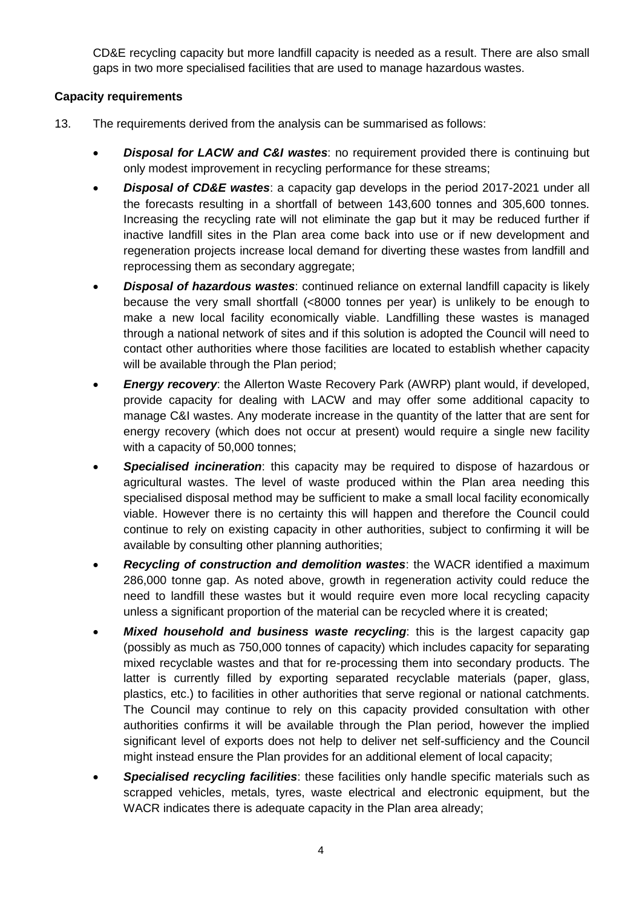CD&E recycling capacity but more landfill capacity is needed as a result. There are also small gaps in two more specialised facilities that are used to manage hazardous wastes.

**Capacity requirements**

13. The requirements derived from the analysis can be summarised as follows:

- ***Disposal for LACW and C&I wastes***: no requirement provided there is continuing but only modest improvement in recycling performance for these streams;
- ***Disposal of CD&E wastes***: a capacity gap develops in the period 2017-2021 under all the forecasts resulting in a shortfall of between 143,600 tonnes and 305,600 tonnes. Increasing the recycling rate will not eliminate the gap but it may be reduced further if inactive landfill sites in the Plan area come back into use or if new development and regeneration projects increase local demand for diverting these wastes from landfill and reprocessing them as secondary aggregate;
- ***Disposal of hazardous wastes***: continued reliance on external landfill capacity is likely because the very small shortfall (<8000 tonnes per year) is unlikely to be enough to make a new local facility economically viable. Landfilling these wastes is managed through a national network of sites and if this solution is adopted the Council will need to contact other authorities where those facilities are located to establish whether capacity will be available through the Plan period;
- ***Energy recovery***: the Allerton Waste Recovery Park (AWRP) plant would, if developed, provide capacity for dealing with LACW and may offer some additional capacity to manage C&I wastes. Any moderate increase in the quantity of the latter that are sent for energy recovery (which does not occur at present) would require a single new facility with a capacity of 50,000 tonnes;
- ***Specialised incineration***: this capacity may be required to dispose of hazardous or agricultural wastes. The level of waste produced within the Plan area needing this specialised disposal method may be sufficient to make a small local facility economically viable. However there is no certainty this will happen and therefore the Council could continue to rely on existing capacity in other authorities, subject to confirming it will be available by consulting other planning authorities;
- ***Recycling of construction and demolition wastes***: the WACR identified a maximum 286,000 tonne gap. As noted above, growth in regeneration activity could reduce the need to landfill these wastes but it would require even more local recycling capacity unless a significant proportion of the material can be recycled where it is created;
- ***Mixed household and business waste recycling***: this is the largest capacity gap (possibly as much as 750,000 tonnes of capacity) which includes capacity for separating mixed recyclable wastes and that for re-processing them into secondary products. The latter is currently filled by exporting separated recyclable materials (paper, glass, plastics, etc.) to facilities in other authorities that serve regional or national catchments. The Council may continue to rely on this capacity provided consultation with other authorities confirms it will be available through the Plan period, however the implied significant level of exports does not help to deliver net self-sufficiency and the Council might instead ensure the Plan provides for an additional element of local capacity;
- ***Specialised recycling facilities***: these facilities only handle specific materials such as scrapped vehicles, metals, tyres, waste electrical and electronic equipment, but the WACR indicates there is adequate capacity in the Plan area already;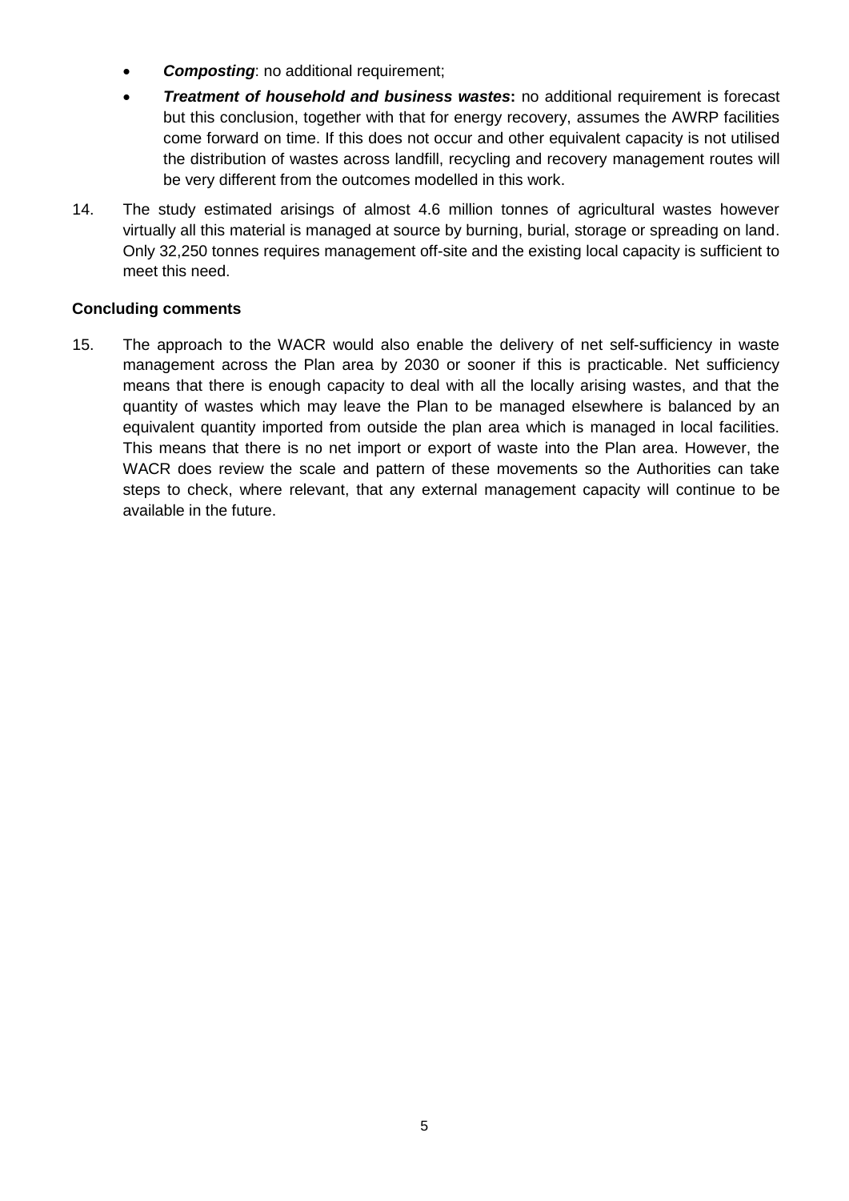- ***Composting***: no additional requirement;
- ***Treatment of household and business wastes*:** no additional requirement is forecast but this conclusion, together with that for energy recovery, assumes the AWRP facilities come forward on time. If this does not occur and other equivalent capacity is not utilised the distribution of wastes across landfill, recycling and recovery management routes will be very different from the outcomes modelled in this work.

14. The study estimated arisings of almost 4.6 million tonnes of agricultural wastes however virtually all this material is managed at source by burning, burial, storage or spreading on land. Only 32,250 tonnes requires management off-site and the existing local capacity is sufficient to meet this need.

**Concluding comments**

15. The approach to the WACR would also enable the delivery of net self-sufficiency in waste management across the Plan area by 2030 or sooner if this is practicable. Net sufficiency means that there is enough capacity to deal with all the locally arising wastes, and that the quantity of wastes which may leave the Plan to be managed elsewhere is balanced by an equivalent quantity imported from outside the plan area which is managed in local facilities. This means that there is no net import or export of waste into the Plan area. However, the WACR does review the scale and pattern of these movements so the Authorities can take steps to check, where relevant, that any external management capacity will continue to be available in the future.